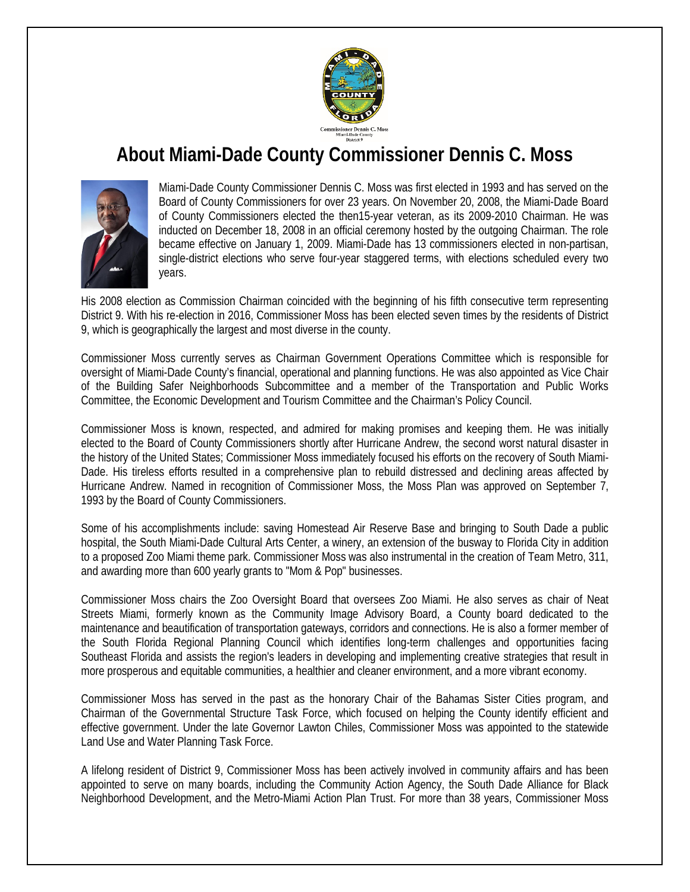# About Miami-Dade County Commissioner Dennis C. Moss

Miami-Dade County Commissioner Dennis C. Moss was first elected in 1993 and has served on the Board of County Commissioners for over 23 years. On November 20, 2008, the Miami-Dade Board of County Commissioners elected the then15-year veteran, as its 2009-2010 Chairman. He was inducted on December 18, 2008 in an official ceremony hosted by the outgoing Chairman. The role became effective on January 1, 2009. Miami-Dade has 13 commissioners elected in non-partisan, single-district elections who serve four-year staggered terms, with elections scheduled every two years.

His 2008 election as Commission Chairman coincided with the beginning of his fifth consecutive term representing District 9. With his re-election in 2016, Commissioner Moss has been elected seven times by the residents of District 9, which is geographically the largest and most diverse in the county.

Commissioner Moss currently serves as Chairman Government Operations Committee which is responsible for oversight of Miami-Dade County's financial, operational and planning functions. He was also appointed as Vice Chair of the Building Safer Neighborhoods Subcommittee and a member of the Transportation and Public Works Committee, the Economic Development and Tourism Committee and the Chairman's Policy Council.

Commissioner Moss is known, respected, and admired for making promises and keeping them. He was initially elected to the Board of County Commissioners shortly after Hurricane Andrew, the second worst natural disaster in the history of the United States; Commissioner Moss immediately focused his efforts on the recovery of South Miami-Dade. His tireless efforts resulted in a comprehensive plan to rebuild distressed and declining areas affected by Hurricane Andrew. Named in recognition of Commissioner Moss, the Moss Plan was approved on September 7, 1993 by the Board of County Commissioners.

Some of his accomplishments include: saving Homestead Air Reserve Base and bringing to South Dade a public hospital, the South Miami-Dade Cultural Arts Center, a winery, an extension of the busway to Florida City in addition to a proposed Zoo Miami theme park. Commissioner Moss was also instrumental in the creation of Team Metro, 311, and awarding more than 600 yearly grants to "Mom & Pop" businesses.

Commissioner Moss chairs the Zoo Oversight Board that oversees Zoo Miami. He also serves as chair of Neat Streets Miami, formerly known as the Community Image Advisory Board, a County board dedicated to the maintenance and beautification of transportation gateways, corridors and connections. He is also a former member of the South Florida Regional Planning Council which identifies long-term challenges and opportunities facing Southeast Florida and assists the region's leaders in developing and implementing creative strategies that result in more prosperous and equitable communities, a healthier and cleaner environment, and a more vibrant economy.

Commissioner Moss has served in the past as the honorary Chair of the Bahamas Sister Cities program, and Chairman of the Governmental Structure Task Force, which focused on helping the County identify efficient and effective government. Under the late Governor Lawton Chiles, Commissioner Moss was appointed to the statewide Land Use and Water Planning Task Force.

A lifelong resident of District 9, Commissioner Moss has been actively involved in community affairs and has been appointed to serve on many boards, including the Community Action Agency, the South Dade Alliance for Black Neighborhood Development, and the Metro-Miami Action Plan Trust. For more than 38 years, Commissioner Moss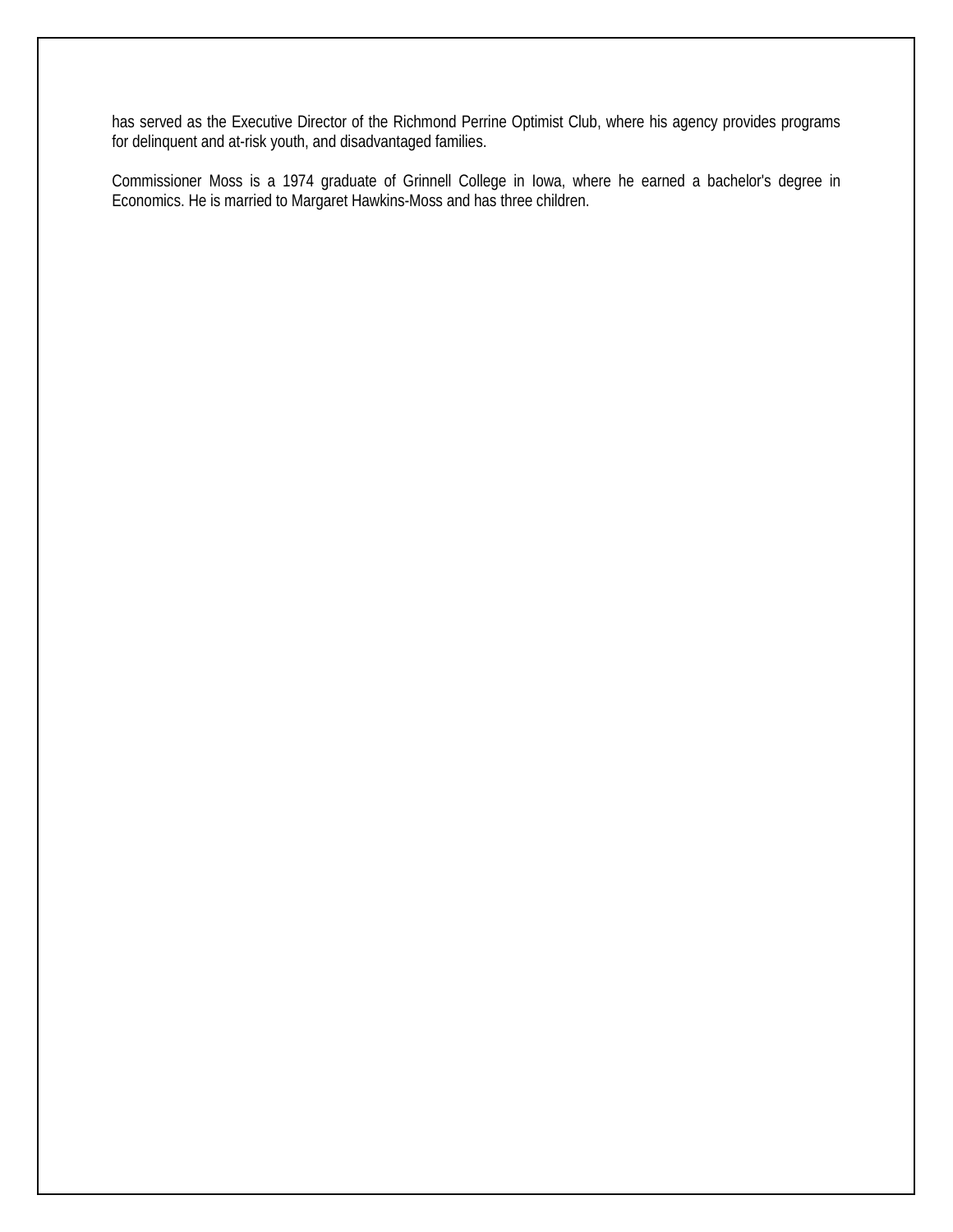has served as the Executive Director of the Richmond Perrine Optimist Club, where his agency provides programs for delinquent and at-risk youth, and disadvantaged families.

Commissioner Moss is a 1974 graduate of Grinnell College in Iowa, where he earned a bachelor's degree in Economics. He is married to Margaret Hawkins-Moss and has three children.